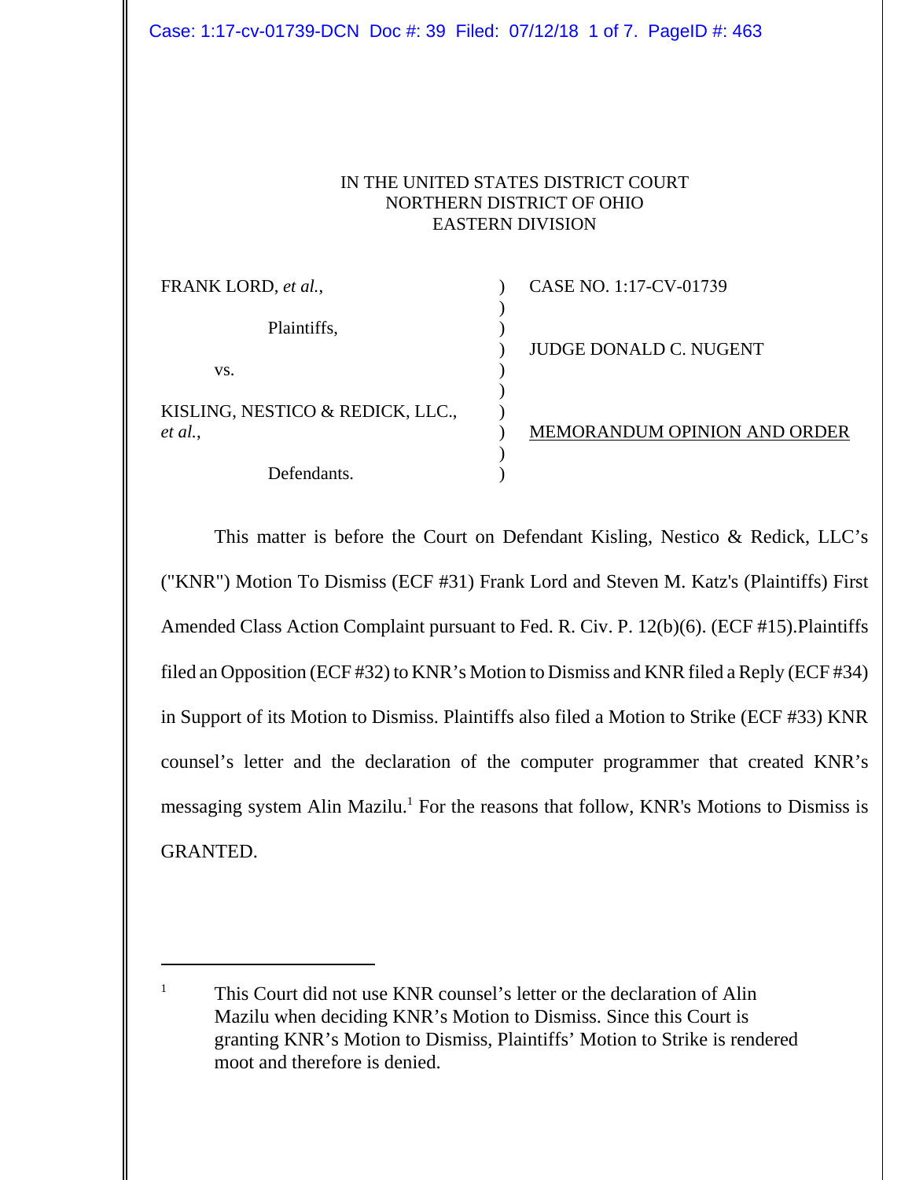IN THE UNITED STATES DISTRICT COURT
NORTHERN DISTRICT OF OHIO
EASTERN DIVISION

| | | |
|---|---|---|
| FRANK LORD, *et al.*, | ) | CASE NO. 1:17-CV-01739 |
| | ) | |
| Plaintiffs, | ) | |
| | ) | JUDGE DONALD C. NUGENT |
| vs. | ) | |
| | ) | |
| KISLING, NESTICO & REDICK, LLC., *et al.*, | ) | |
| | ) | MEMORANDUM OPINION AND ORDER |
| | ) | |
| Defendants. | ) | |

This matter is before the Court on Defendant Kisling, Nestico & Redick, LLC's ("KNR") Motion To Dismiss (ECF #31) Frank Lord and Steven M. Katz's (Plaintiffs) First Amended Class Action Complaint pursuant to Fed. R. Civ. P. 12(b)(6). (ECF #15).Plaintiffs filed an Opposition (ECF #32) to KNR's Motion to Dismiss and KNR filed a Reply (ECF #34) in Support of its Motion to Dismiss. Plaintiffs also filed a Motion to Strike (ECF #33) KNR counsel's letter and the declaration of the computer programmer that created KNR's messaging system Alin Mazilu.[1] For the reasons that follow, KNR's Motions to Dismiss is GRANTED.

---

[1] This Court did not use KNR counsel's letter or the declaration of Alin Mazilu when deciding KNR's Motion to Dismiss. Since this Court is granting KNR's Motion to Dismiss, Plaintiffs' Motion to Strike is rendered moot and therefore is denied.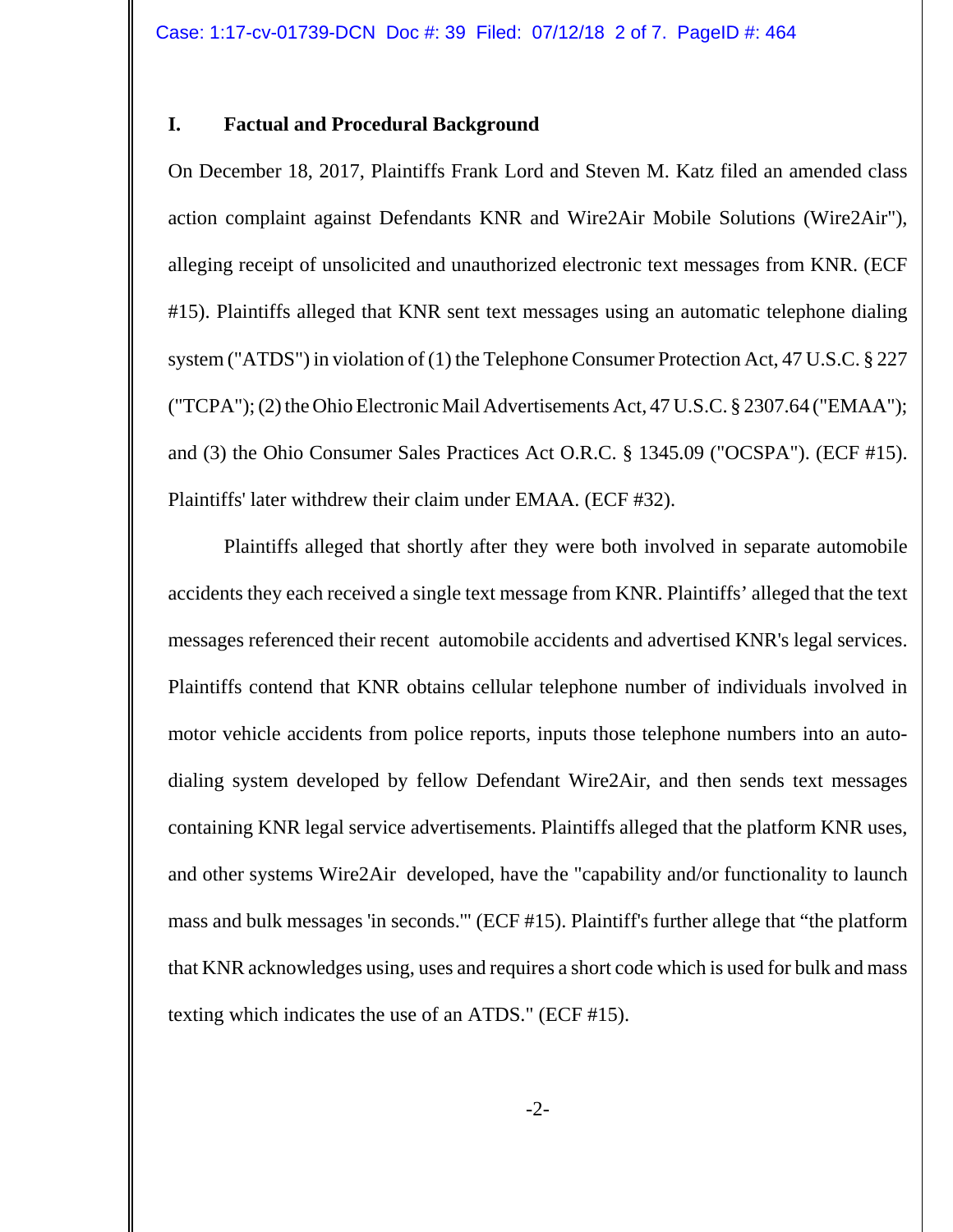## I. Factual and Procedural Background

On December 18, 2017, Plaintiffs Frank Lord and Steven M. Katz filed an amended class action complaint against Defendants KNR and Wire2Air Mobile Solutions (Wire2Air"), alleging receipt of unsolicited and unauthorized electronic text messages from KNR. (ECF #15). Plaintiffs alleged that KNR sent text messages using an automatic telephone dialing system ("ATDS") in violation of (1) the Telephone Consumer Protection Act, 47 U.S.C. § 227 ("TCPA"); (2) the Ohio Electronic Mail Advertisements Act, 47 U.S.C. § 2307.64 ("EMAA"); and (3) the Ohio Consumer Sales Practices Act O.R.C. § 1345.09 ("OCSPA"). (ECF #15). Plaintiffs' later withdrew their claim under EMAA. (ECF #32).

Plaintiffs alleged that shortly after they were both involved in separate automobile accidents they each received a single text message from KNR. Plaintiffs' alleged that the text messages referenced their recent automobile accidents and advertised KNR's legal services. Plaintiffs contend that KNR obtains cellular telephone number of individuals involved in motor vehicle accidents from police reports, inputs those telephone numbers into an auto-dialing system developed by fellow Defendant Wire2Air, and then sends text messages containing KNR legal service advertisements. Plaintiffs alleged that the platform KNR uses, and other systems Wire2Air developed, have the "capability and/or functionality to launch mass and bulk messages 'in seconds.'" (ECF #15). Plaintiff's further allege that "the platform that KNR acknowledges using, uses and requires a short code which is used for bulk and mass texting which indicates the use of an ATDS." (ECF #15).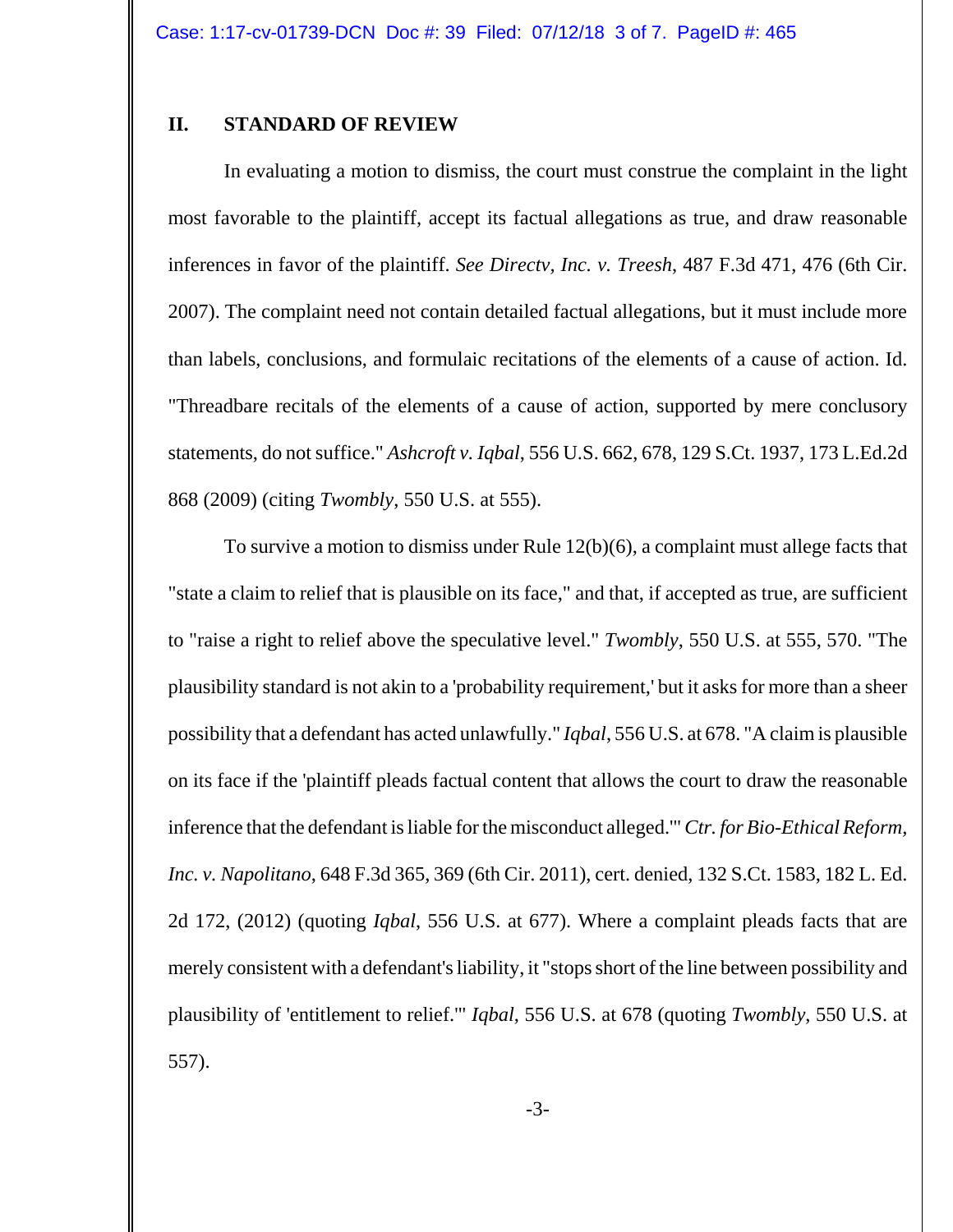## II. STANDARD OF REVIEW

In evaluating a motion to dismiss, the court must construe the complaint in the light most favorable to the plaintiff, accept its factual allegations as true, and draw reasonable inferences in favor of the plaintiff. *See Directv, Inc. v. Treesh*, 487 F.3d 471, 476 (6th Cir. 2007). The complaint need not contain detailed factual allegations, but it must include more than labels, conclusions, and formulaic recitations of the elements of a cause of action. Id. "Threadbare recitals of the elements of a cause of action, supported by mere conclusory statements, do not suffice." *Ashcroft v. Iqbal*, 556 U.S. 662, 678, 129 S.Ct. 1937, 173 L.Ed.2d 868 (2009) (citing *Twombly*, 550 U.S. at 555).

To survive a motion to dismiss under Rule 12(b)(6), a complaint must allege facts that "state a claim to relief that is plausible on its face," and that, if accepted as true, are sufficient to "raise a right to relief above the speculative level." *Twombly*, 550 U.S. at 555, 570. "The plausibility standard is not akin to a 'probability requirement,' but it asks for more than a sheer possibility that a defendant has acted unlawfully." *Iqbal*, 556 U.S. at 678. "A claim is plausible on its face if the 'plaintiff pleads factual content that allows the court to draw the reasonable inference that the defendant is liable for the misconduct alleged.'" *Ctr. for Bio-Ethical Reform, Inc. v. Napolitano*, 648 F.3d 365, 369 (6th Cir. 2011), cert. denied, 132 S.Ct. 1583, 182 L. Ed. 2d 172, (2012) (quoting *Iqbal*, 556 U.S. at 677). Where a complaint pleads facts that are merely consistent with a defendant's liability, it "stops short of the line between possibility and plausibility of 'entitlement to relief.'" *Iqbal*, 556 U.S. at 678 (quoting *Twombly*, 550 U.S. at 557).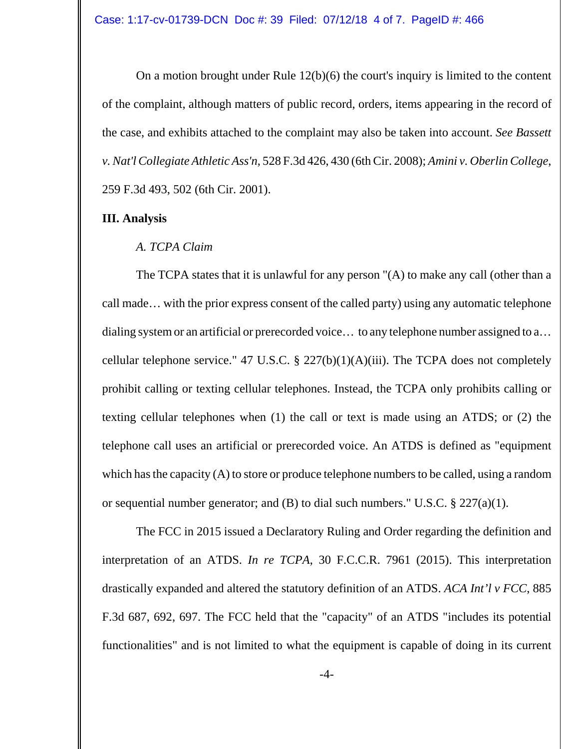On a motion brought under Rule 12(b)(6) the court's inquiry is limited to the content of the complaint, although matters of public record, orders, items appearing in the record of the case, and exhibits attached to the complaint may also be taken into account. *See Bassett v. Nat'l Collegiate Athletic Ass'n*, 528 F.3d 426, 430 (6th Cir. 2008); *Amini v. Oberlin College*, 259 F.3d 493, 502 (6th Cir. 2001).

**III. Analysis**

*A. TCPA Claim*

The TCPA states that it is unlawful for any person "(A) to make any call (other than a call made… with the prior express consent of the called party) using any automatic telephone dialing system or an artificial or prerecorded voice… to any telephone number assigned to a… cellular telephone service." 47 U.S.C. § 227(b)(1)(A)(iii). The TCPA does not completely prohibit calling or texting cellular telephones. Instead, the TCPA only prohibits calling or texting cellular telephones when (1) the call or text is made using an ATDS; or (2) the telephone call uses an artificial or prerecorded voice. An ATDS is defined as "equipment which has the capacity (A) to store or produce telephone numbers to be called, using a random or sequential number generator; and (B) to dial such numbers." U.S.C. § 227(a)(1).

The FCC in 2015 issued a Declaratory Ruling and Order regarding the definition and interpretation of an ATDS. *In re TCPA*, 30 F.C.C.R. 7961 (2015). This interpretation drastically expanded and altered the statutory definition of an ATDS. *ACA Int'l v FCC*, 885 F.3d 687, 692, 697. The FCC held that the "capacity" of an ATDS "includes its potential functionalities" and is not limited to what the equipment is capable of doing in its current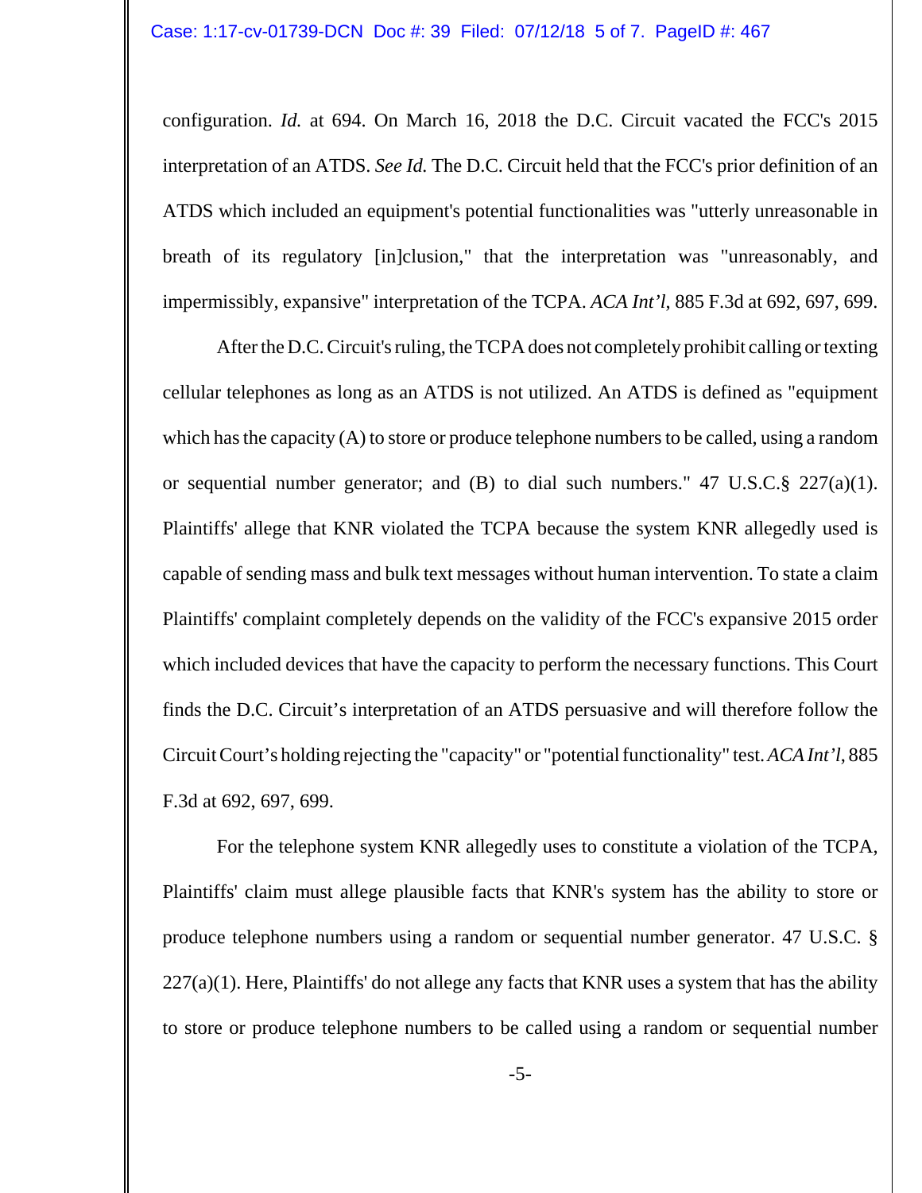configuration. *Id.* at 694. On March 16, 2018 the D.C. Circuit vacated the FCC's 2015 interpretation of an ATDS. *See Id.* The D.C. Circuit held that the FCC's prior definition of an ATDS which included an equipment's potential functionalities was "utterly unreasonable in breath of its regulatory [in]clusion," that the interpretation was "unreasonably, and impermissibly, expansive" interpretation of the TCPA. *ACA Int'l*, 885 F.3d at 692, 697, 699.

After the D.C. Circuit's ruling, the TCPA does not completely prohibit calling or texting cellular telephones as long as an ATDS is not utilized. An ATDS is defined as "equipment which has the capacity (A) to store or produce telephone numbers to be called, using a random or sequential number generator; and (B) to dial such numbers." 47 U.S.C.§ 227(a)(1). Plaintiffs' allege that KNR violated the TCPA because the system KNR allegedly used is capable of sending mass and bulk text messages without human intervention. To state a claim Plaintiffs' complaint completely depends on the validity of the FCC's expansive 2015 order which included devices that have the capacity to perform the necessary functions. This Court finds the D.C. Circuit's interpretation of an ATDS persuasive and will therefore follow the Circuit Court's holding rejecting the "capacity" or "potential functionality" test. *ACA Int'l*, 885 F.3d at 692, 697, 699.

For the telephone system KNR allegedly uses to constitute a violation of the TCPA, Plaintiffs' claim must allege plausible facts that KNR's system has the ability to store or produce telephone numbers using a random or sequential number generator. 47 U.S.C. § 227(a)(1). Here, Plaintiffs' do not allege any facts that KNR uses a system that has the ability to store or produce telephone numbers to be called using a random or sequential number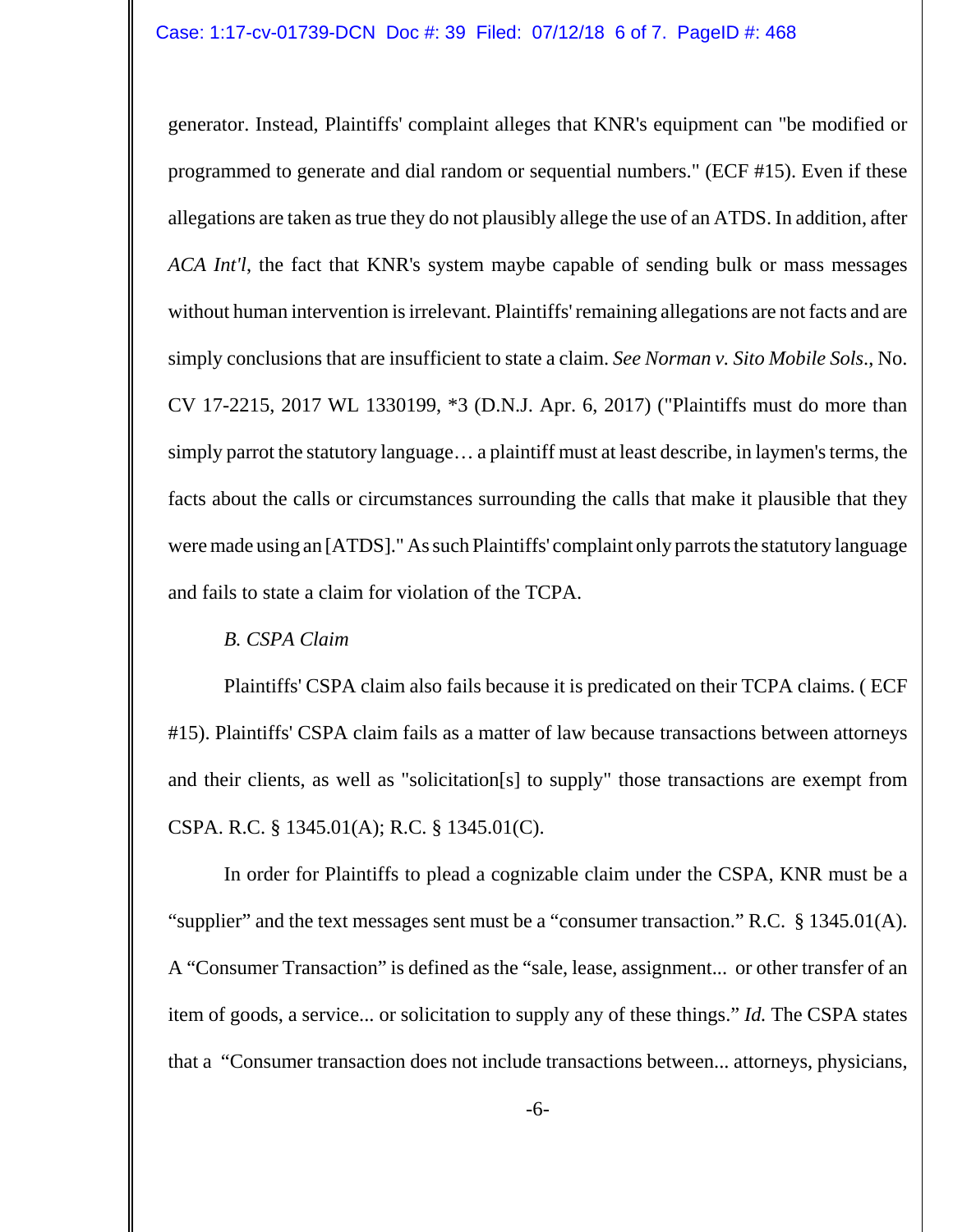generator. Instead, Plaintiffs' complaint alleges that KNR's equipment can "be modified or programmed to generate and dial random or sequential numbers." (ECF #15). Even if these allegations are taken as true they do not plausibly allege the use of an ATDS. In addition, after *ACA Int'l*, the fact that KNR's system maybe capable of sending bulk or mass messages without human intervention is irrelevant. Plaintiffs' remaining allegations are not facts and are simply conclusions that are insufficient to state a claim. *See Norman v. Sito Mobile Sols*., No. CV 17-2215, 2017 WL 1330199, *3 (D.N.J. Apr. 6, 2017) ("Plaintiffs must do more than simply parrot the statutory language… a plaintiff must at least describe, in laymen's terms, the facts about the calls or circumstances surrounding the calls that make it plausible that they were made using an [ATDS]." As such Plaintiffs' complaint only parrots the statutory language and fails to state a claim for violation of the TCPA.

*B. CSPA Claim*

Plaintiffs' CSPA claim also fails because it is predicated on their TCPA claims. ( ECF #15). Plaintiffs' CSPA claim fails as a matter of law because transactions between attorneys and their clients, as well as "solicitation[s] to supply" those transactions are exempt from CSPA. R.C. § 1345.01(A); R.C. § 1345.01(C).

In order for Plaintiffs to plead a cognizable claim under the CSPA, KNR must be a "supplier" and the text messages sent must be a "consumer transaction." R.C. § 1345.01(A). A "Consumer Transaction" is defined as the "sale, lease, assignment... or other transfer of an item of goods, a service... or solicitation to supply any of these things." *Id.* The CSPA states that a "Consumer transaction does not include transactions between... attorneys, physicians,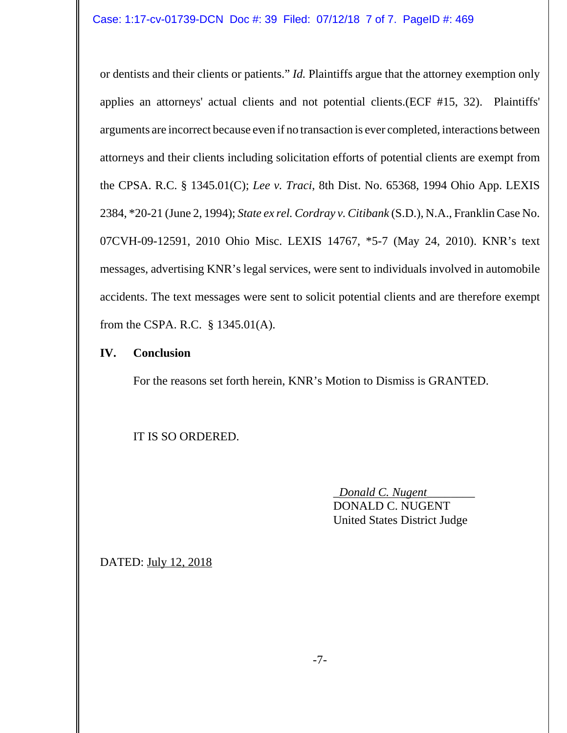or dentists and their clients or patients." *Id.* Plaintiffs argue that the attorney exemption only applies an attorneys' actual clients and not potential clients.(ECF #15, 32). Plaintiffs' arguments are incorrect because even if no transaction is ever completed, interactions between attorneys and their clients including solicitation efforts of potential clients are exempt from the CPSA. R.C. § 1345.01(C); *Lee v. Traci*, 8th Dist. No. 65368, 1994 Ohio App. LEXIS 2384, *20-21 (June 2, 1994); *State ex rel. Cordray v. Citibank* (S.D.), N.A., Franklin Case No. 07CVH-09-12591, 2010 Ohio Misc. LEXIS 14767, *5-7 (May 24, 2010). KNR's text messages, advertising KNR's legal services, were sent to individuals involved in automobile accidents. The text messages were sent to solicit potential clients and are therefore exempt from the CSPA. R.C. § 1345.01(A).

## IV. Conclusion

For the reasons set forth herein, KNR's Motion to Dismiss is GRANTED.

IT IS SO ORDERED.

*Donald C. Nugent*
DONALD C. NUGENT
United States District Judge

DATED: July 12, 2018